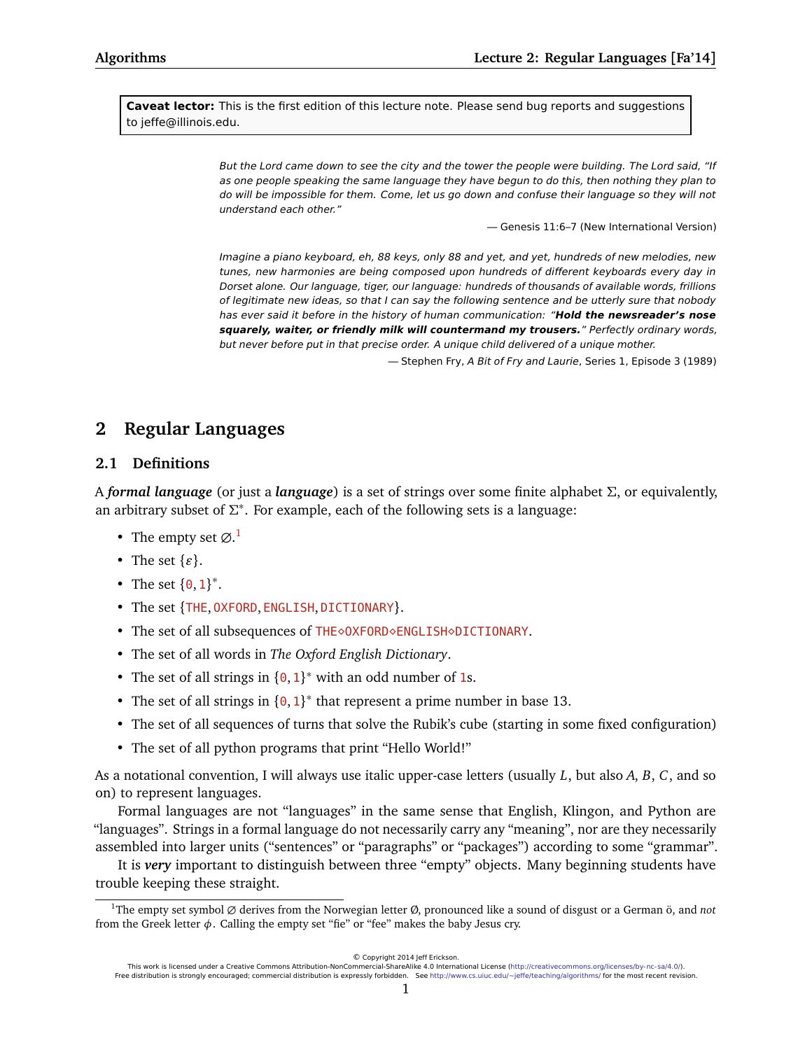**Caveat lector:** This is the first edition of this lecture note. Please send bug reports and suggestions to jeffe@illinois.edu.

> *But the Lord came down to see the city and the tower the people were building. The Lord said, "If as one people speaking the same language they have begun to do this, then nothing they plan to do will be impossible for them. Come, let us go down and confuse their language so they will not understand each other."*
>
> — Genesis 11:6–7 (New International Version)

> *Imagine a piano keyboard, eh, 88 keys, only 88 and yet, and yet, hundreds of new melodies, new tunes, new harmonies are being composed upon hundreds of different keyboards every day in Dorset alone. Our language, tiger, our language: hundreds of thousands of available words, frillions of legitimate new ideas, so that I can say the following sentence and be utterly sure that nobody has ever said it before in the history of human communication: "**Hold the newsreader's nose squarely, waiter, or friendly milk will countermand my trousers.**" Perfectly ordinary words, but never before put in that precise order. A unique child delivered of a unique mother.*
>
> — Stephen Fry, *A Bit of Fry and Laurie*, Series 1, Episode 3 (1989)

# 2 Regular Languages

## 2.1 Definitions

A ***formal language*** (or just a ***language***) is a set of strings over some finite alphabet $\Sigma$, or equivalently, an arbitrary subset of $\Sigma^*$. For example, each of the following sets is a language:

- The empty set $\varnothing$.[1]
- The set $\{\varepsilon\}$.
- The set $\{0, 1\}^*$.
- The set {THE, OXFORD, ENGLISH, DICTIONARY}.
- The set of all subsequences of THE⋄OXFORD⋄ENGLISH⋄DICTIONARY.
- The set of all words in *The Oxford English Dictionary*.
- The set of all strings in $\{0, 1\}^*$ with an odd number of 1s.
- The set of all strings in $\{0, 1\}^*$ that represent a prime number in base 13.
- The set of all sequences of turns that solve the Rubik's cube (starting in some fixed configuration)
- The set of all python programs that print "Hello World!"

As a notational convention, I will always use italic upper-case letters (usually $L$, but also $A$, $B$, $C$, and so on) to represent languages.

Formal languages are not "languages" in the same sense that English, Klingon, and Python are "languages". Strings in a formal language do not necessarily carry any "meaning", nor are they necessarily assembled into larger units ("sentences" or "paragraphs" or "packages") according to some "grammar".

It is ***very*** important to distinguish between three "empty" objects. Many beginning students have trouble keeping these straight.

---

[1] The empty set symbol $\varnothing$ derives from the Norwegian letter Ø, pronounced like a sound of disgust or a German ö, and *not* from the Greek letter $\phi$. Calling the empty set "fie" or "fee" makes the baby Jesus cry.

© Copyright 2014 Jeff Erickson.
This work is licensed under a Creative Commons Attribution-NonCommercial-ShareAlike 4.0 International License (http://creativecommons.org/licenses/by-nc-sa/4.0/).
Free distribution is strongly encouraged; commercial distribution is expressly forbidden. See http://www.cs.uiuc.edu/~jeffe/teaching/algorithms/ for the most recent revision.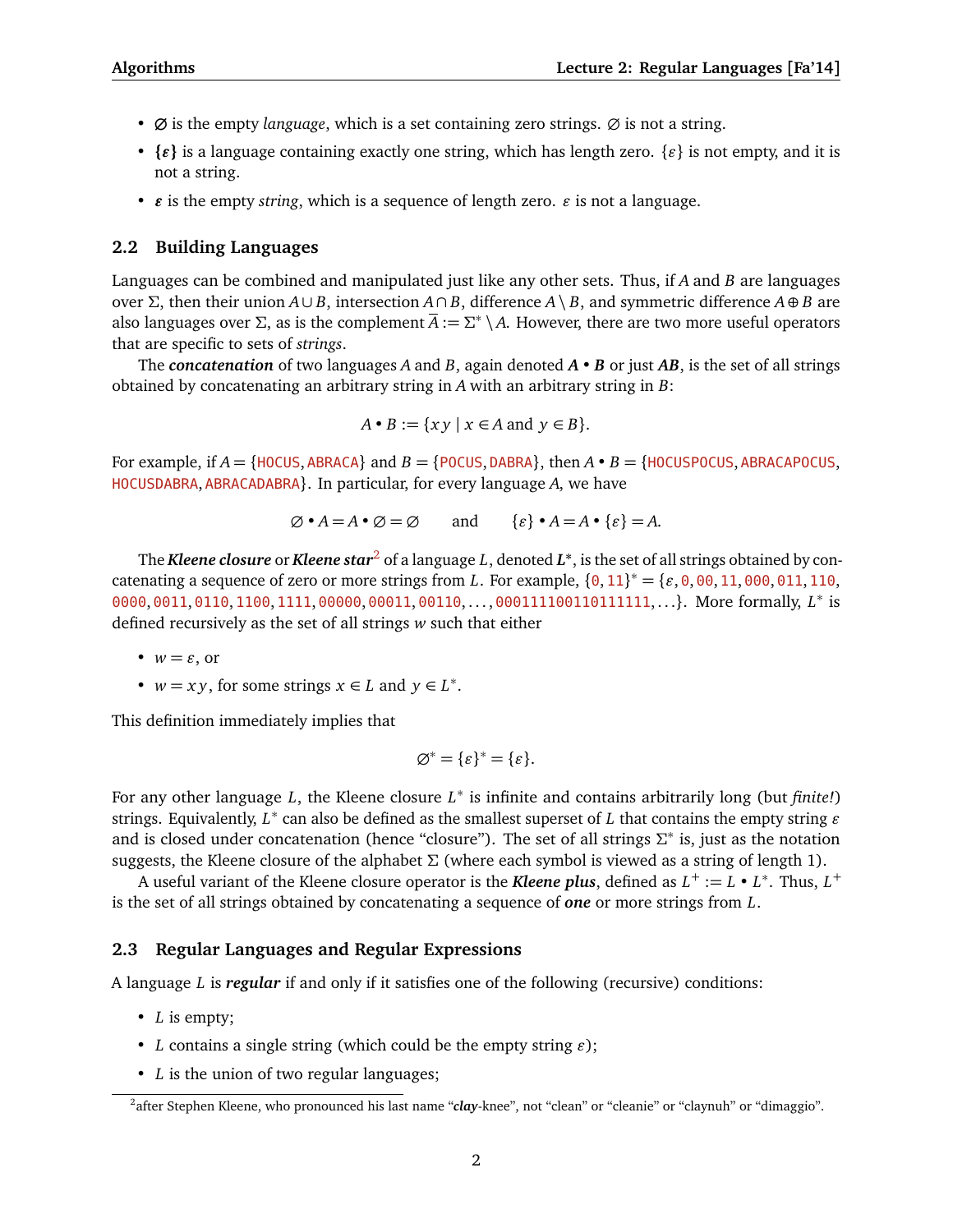- $\varnothing$ is the empty *language*, which is a set containing zero strings. $\varnothing$ is not a string.
- $\{\varepsilon\}$ is a language containing exactly one string, which has length zero. $\{\varepsilon\}$ is not empty, and it is not a string.
- $\varepsilon$ is the empty *string*, which is a sequence of length zero. $\varepsilon$ is not a language.

## 2.2 Building Languages

Languages can be combined and manipulated just like any other sets. Thus, if $A$ and $B$ are languages over $\Sigma$, then their union $A \cup B$, intersection $A \cap B$, difference $A \setminus B$, and symmetric difference $A \oplus B$ are also languages over $\Sigma$, as is the complement $\overline{A} := \Sigma^* \setminus A$. However, there are two more useful operators that are specific to sets of *strings*.

The ***concatenation*** of two languages $A$ and $B$, again denoted $\boldsymbol{A \bullet B}$ or just $\boldsymbol{AB}$, is the set of all strings obtained by concatenating an arbitrary string in $A$ with an arbitrary string in $B$:

$$A \bullet B := \{xy \mid x \in A \text{ and } y \in B\}.$$

For example, if $A = \{$HOCUS, ABRACA$\}$ and $B = \{$POCUS, DABRA$\}$, then $A \bullet B = \{$HOCUSPOCUS, ABRACAPOCUS, HOCUSDABRA, ABRACADABRA$\}$. In particular, for every language $A$, we have

$$\varnothing \bullet A = A \bullet \varnothing = \varnothing \qquad \text{and} \qquad \{\varepsilon\} \bullet A = A \bullet \{\varepsilon\} = A.$$

The ***Kleene closure*** or ***Kleene star***[2] of a language $L$, denoted $\boldsymbol{L^*}$, is the set of all strings obtained by concatenating a sequence of zero or more strings from $L$. For example, $\{0, 11\}^* = \{\varepsilon, 0, 00, 11, 000, 011, 110, 0000, 0011, 0110, 1100, 1111, 00000, 00011, 00110, \ldots, 000111100110111111, \ldots\}$. More formally, $L^*$ is defined recursively as the set of all strings $w$ such that either

- $w = \varepsilon$, or
- $w = xy$, for some strings $x \in L$ and $y \in L^*$.

This definition immediately implies that

$$\varnothing^* = \{\varepsilon\}^* = \{\varepsilon\}.$$

For any other language $L$, the Kleene closure $L^*$ is infinite and contains arbitrarily long (but *finite!*) strings. Equivalently, $L^*$ can also be defined as the smallest superset of $L$ that contains the empty string $\varepsilon$ and is closed under concatenation (hence "closure"). The set of all strings $\Sigma^*$ is, just as the notation suggests, the Kleene closure of the alphabet $\Sigma$ (where each symbol is viewed as a string of length 1).

A useful variant of the Kleene closure operator is the ***Kleene plus***, defined as $L^+ := L \bullet L^*$. Thus, $L^+$ is the set of all strings obtained by concatenating a sequence of ***one*** or more strings from $L$.

## 2.3 Regular Languages and Regular Expressions

A language $L$ is ***regular*** if and only if it satisfies one of the following (recursive) conditions:

- $L$ is empty;
- $L$ contains a single string (which could be the empty string $\varepsilon$);
- $L$ is the union of two regular languages;

[2] after Stephen Kleene, who pronounced his last name "***clay***-knee", not "clean" or "cleanie" or "claynuh" or "dimaggio".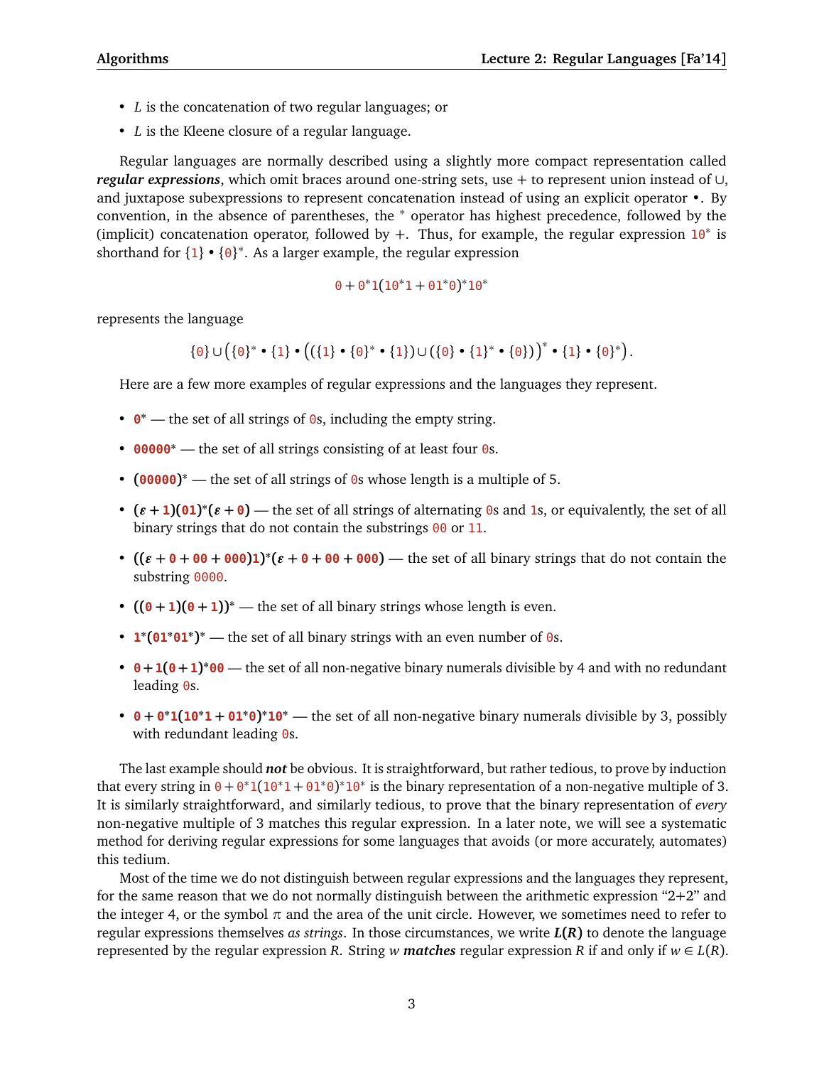- $L$ is the concatenation of two regular languages; or
- $L$ is the Kleene closure of a regular language.

Regular languages are normally described using a slightly more compact representation called ***regular expressions***, which omit braces around one-string sets, use $+$ to represent union instead of $\cup$, and juxtapose subexpressions to represent concatenation instead of using an explicit operator $\bullet$. By convention, in the absence of parentheses, the $^*$ operator has highest precedence, followed by the (implicit) concatenation operator, followed by $+$. Thus, for example, the regular expression $10^*$ is shorthand for $\{1\} \bullet \{0\}^*$. As a larger example, the regular expression

$$0 + 0^*1(10^*1 + 01^*0)^*10^*$$

represents the language

$$\{0\} \cup \left(\{0\}^* \bullet \{1\} \bullet \left((\{1\} \bullet \{0\}^* \bullet \{1\}) \cup (\{0\} \bullet \{1\}^* \bullet \{0\})\right)^* \bullet \{1\} \bullet \{0\}^*\right).$$

Here are a few more examples of regular expressions and the languages they represent.

- $\mathbf{0}^*$ — the set of all strings of 0s, including the empty string.
- $\mathbf{00000}^*$ — the set of all strings consisting of at least four 0s.
- $(\mathbf{00000})^*$ — the set of all strings of 0s whose length is a multiple of 5.
- $(\varepsilon + \mathbf{1})(\mathbf{01})^*(\varepsilon + \mathbf{0})$ — the set of all strings of alternating 0s and 1s, or equivalently, the set of all binary strings that do not contain the substrings 00 or 11.
- $((\varepsilon + \mathbf{0} + \mathbf{00} + \mathbf{000})\mathbf{1})^*(\varepsilon + \mathbf{0} + \mathbf{00} + \mathbf{000})$ — the set of all binary strings that do not contain the substring 0000.
- $((\mathbf{0} + \mathbf{1})(\mathbf{0} + \mathbf{1}))^*$ — the set of all binary strings whose length is even.
- $\mathbf{1}^*(\mathbf{01}^*\mathbf{01}^*)^*$ — the set of all binary strings with an even number of 0s.
- $\mathbf{0} + \mathbf{1}(\mathbf{0} + \mathbf{1})^*\mathbf{00}$ — the set of all non-negative binary numerals divisible by 4 and with no redundant leading 0s.
- $\mathbf{0} + \mathbf{0}^*\mathbf{1}(\mathbf{10}^*\mathbf{1} + \mathbf{01}^*\mathbf{0})^*\mathbf{10}^*$ — the set of all non-negative binary numerals divisible by 3, possibly with redundant leading 0s.

The last example should ***not*** be obvious. It is straightforward, but rather tedious, to prove by induction that every string in $0 + 0^*1(10^*1 + 01^*0)^*10^*$ is the binary representation of a non-negative multiple of 3. It is similarly straightforward, and similarly tedious, to prove that the binary representation of *every* non-negative multiple of 3 matches this regular expression. In a later note, we will see a systematic method for deriving regular expressions for some languages that avoids (or more accurately, automates) this tedium.

Most of the time we do not distinguish between regular expressions and the languages they represent, for the same reason that we do not normally distinguish between the arithmetic expression "2+2" and the integer 4, or the symbol $\pi$ and the area of the unit circle. However, we sometimes need to refer to regular expressions themselves *as strings*. In those circumstances, we write $\boldsymbol{L(R)}$ to denote the language represented by the regular expression $R$. String $w$ ***matches*** regular expression $R$ if and only if $w \in L(R)$.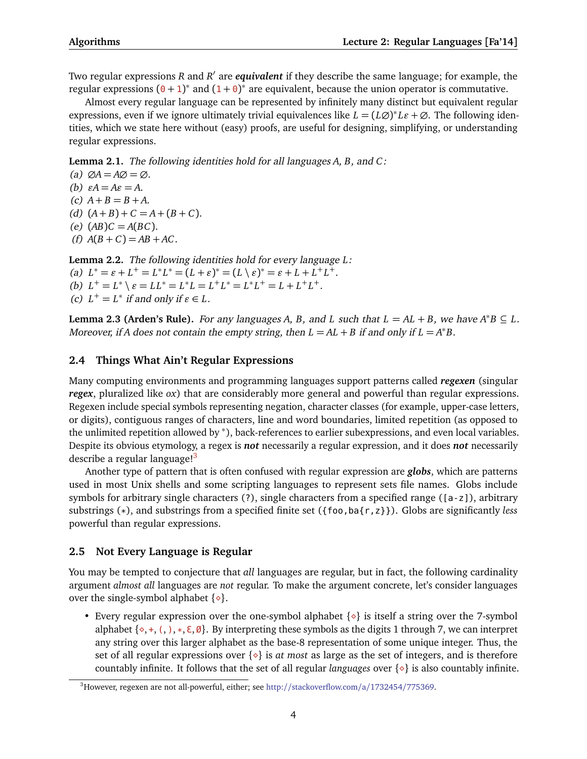Two regular expressions $R$ and $R'$ are ***equivalent*** if they describe the same language; for example, the regular expressions $(0+1)^*$ and $(1+0)^*$ are equivalent, because the union operator is commutative.

Almost every regular language can be represented by infinitely many distinct but equivalent regular expressions, even if we ignore ultimately trivial equivalences like $L = (L\varnothing)^*L\varepsilon + \varnothing$. The following identities, which we state here without (easy) proofs, are useful for designing, simplifying, or understanding regular expressions.

**Lemma 2.1.** *The following identities hold for all languages A, B, and C:*
*(a)* $\varnothing A = A\varnothing = \varnothing$.
*(b)* $\varepsilon A = A\varepsilon = A$.
*(c)* $A + B = B + A$.
*(d)* $(A + B) + C = A + (B + C)$.
*(e)* $(AB)C = A(BC)$.
*(f)* $A(B + C) = AB + AC$.

**Lemma 2.2.** *The following identities hold for every language L:*
*(a)* $L^* = \varepsilon + L^+ = L^*L^* = (L+\varepsilon)^* = (L \setminus \varepsilon)^* = \varepsilon + L + L^+L^+$.
*(b)* $L^+ = L^* \setminus \varepsilon = LL^* = L^*L = L^+L^* = L^*L^+ = L + L^+L^+$.
*(c)* $L^+ = L^*$ *if and only if* $\varepsilon \in L$.

**Lemma 2.3 (Arden's Rule).** *For any languages A, B, and L such that* $L = AL + B$*, we have* $A^*B \subseteq L$*. Moreover, if A does not contain the empty string, then* $L = AL + B$ *if and only if* $L = A^*B$*.*

## 2.4 Things What Ain't Regular Expressions

Many computing environments and programming languages support patterns called ***regexen*** (singular ***regex***, pluralized like *ox*) that are considerably more general and powerful than regular expressions. Regexen include special symbols representing negation, character classes (for example, upper-case letters, or digits), contiguous ranges of characters, line and word boundaries, limited repetition (as opposed to the unlimited repetition allowed by $^*$), back-references to earlier subexpressions, and even local variables. Despite its obvious etymology, a regex is ***not*** necessarily a regular expression, and it does ***not*** necessarily describe a regular language![3]

Another type of pattern that is often confused with regular expression are ***globs***, which are patterns used in most Unix shells and some scripting languages to represent sets file names. Globs include symbols for arbitrary single characters (`?`), single characters from a specified range (`[a-z]`), arbitrary substrings (`*`), and substrings from a specified finite set (`{foo,ba{r,z}}`). Globs are significantly *less* powerful than regular expressions.

## 2.5 Not Every Language is Regular

You may be tempted to conjecture that *all* languages are regular, but in fact, the following cardinality argument *almost all* languages are *not* regular. To make the argument concrete, let's consider languages over the single-symbol alphabet $\{\diamond\}$.

- Every regular expression over the one-symbol alphabet $\{\diamond\}$ is itself a string over the 7-symbol alphabet $\{\diamond, +, (, ), *, \mathtt{E}, \varnothing\}$. By interpreting these symbols as the digits 1 through 7, we can interpret any string over this larger alphabet as the base-8 representation of some unique integer. Thus, the set of all regular expressions over $\{\diamond\}$ is *at most* as large as the set of integers, and is therefore countably infinite. It follows that the set of all regular *languages* over $\{\diamond\}$ is also countably infinite.

[3] However, regexen are not all-powerful, either; see http://stackoverflow.com/a/1732454/775369.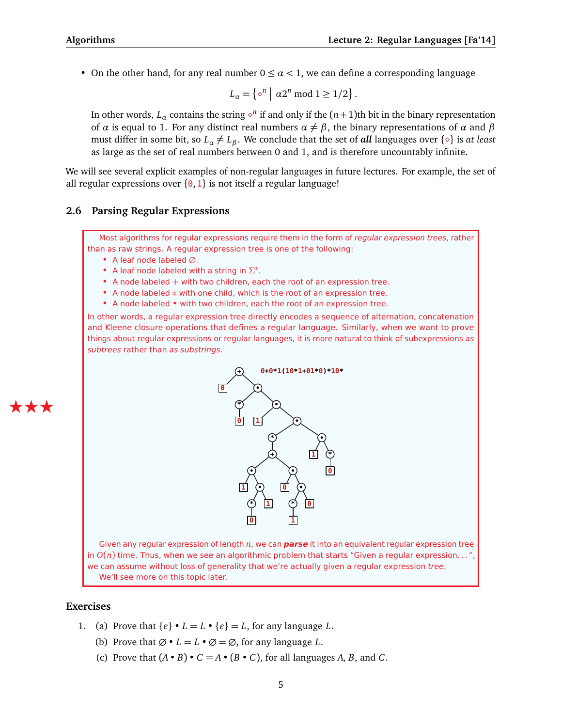- On the other hand, for any real number $0 \le \alpha < 1$, we can define a corresponding language

$$L_\alpha = \left\{ \diamond^n \;\middle|\; \alpha 2^n \bmod 1 \ge 1/2 \right\}.$$

In other words, $L_\alpha$ contains the string $\diamond^n$ if and only if the $(n+1)$th bit in the binary representation of $\alpha$ is equal to 1. For any distinct real numbers $\alpha \ne \beta$, the binary representations of $\alpha$ and $\beta$ must differ in some bit, so $L_\alpha \ne L_\beta$. We conclude that the set of ***all*** languages over $\{\diamond\}$ is *at least* as large as the set of real numbers between 0 and 1, and is therefore uncountably infinite.

We will see several explicit examples of non-regular languages in future lectures. For example, the set of all regular expressions over $\{0, 1\}$ is not itself a regular language!

## 2.6 Parsing Regular Expressions

★★★

Most algorithms for regular expressions require them in the form of *regular expression trees*, rather than as raw strings. A regular expression tree is one of the following:

- A leaf node labeled $\varnothing$.
- A leaf node labeled with a string in $\Sigma^*$.
- A node labeled $+$ with two children, each the root of an expression tree.
- A node labeled $*$ with one child, which is the root of an expression tree.
- A node labeled $\bullet$ with two children, each the root of an expression tree.

In other words, a regular expression tree directly encodes a sequence of alternation, concatenation and Kleene closure operations that defines a regular language. Similarly, when we want to prove things about regular expressions or regular languages, it is more natural to think of subexpressions *as subtrees* rather than *as substrings*.

`0+0*1(10*1+01*0)*10*`

Given any regular expression of length $n$, we can ***parse*** it into an equivalent regular expression tree in $O(n)$ time. Thus, when we see an algorithmic problem that starts "Given a regular expression...", we can assume without loss of generality that we're actually given a regular expression *tree*.

We'll see more on this topic later.

## Exercises

1. (a) Prove that $\{\varepsilon\} \bullet L = L \bullet \{\varepsilon\} = L$, for any language $L$.

   (b) Prove that $\varnothing \bullet L = L \bullet \varnothing = \varnothing$, for any language $L$.

   (c) Prove that $(A \bullet B) \bullet C = A \bullet (B \bullet C)$, for all languages $A$, $B$, and $C$.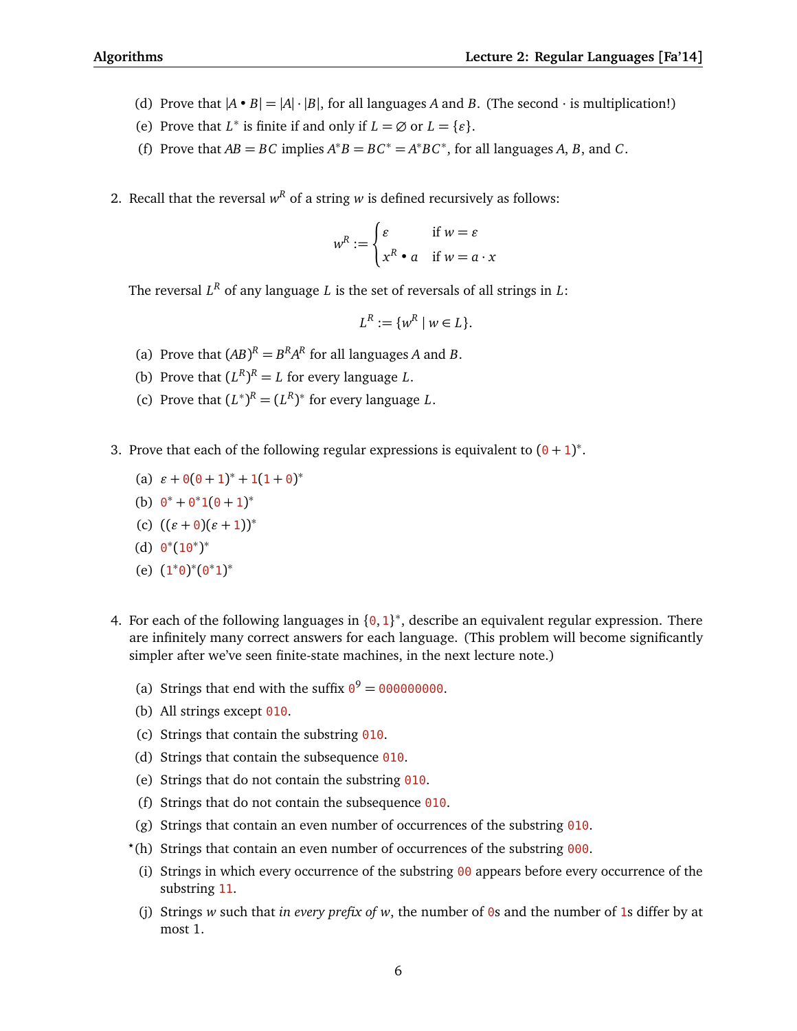(d) Prove that $|A \bullet B| = |A| \cdot |B|$, for all languages $A$ and $B$. (The second $\cdot$ is multiplication!)

(e) Prove that $L^*$ is finite if and only if $L = \varnothing$ or $L = \{\varepsilon\}$.

(f) Prove that $AB = BC$ implies $A^*B = BC^* = A^*BC^*$, for all languages $A$, $B$, and $C$.

2. Recall that the reversal $w^R$ of a string $w$ is defined recursively as follows:

$$w^R := \begin{cases} \varepsilon & \text{if } w = \varepsilon \\ x^R \bullet a & \text{if } w = a \cdot x \end{cases}$$

The reversal $L^R$ of any language $L$ is the set of reversals of all strings in $L$:

$$L^R := \{w^R \mid w \in L\}.$$

(a) Prove that $(AB)^R = B^R A^R$ for all languages $A$ and $B$.

(b) Prove that $(L^R)^R = L$ for every language $L$.

(c) Prove that $(L^*)^R = (L^R)^*$ for every language $L$.

3. Prove that each of the following regular expressions is equivalent to $(0 + 1)^*$.

(a) $\varepsilon + 0(0 + 1)^* + 1(1 + 0)^*$

(b) $0^* + 0^*1(0 + 1)^*$

(c) $((\varepsilon + 0)(\varepsilon + 1))^*$

(d) $0^*(10^*)^*$

(e) $(1^*0)^*(0^*1)^*$

4. For each of the following languages in $\{0, 1\}^*$, describe an equivalent regular expression. There are infinitely many correct answers for each language. (This problem will become significantly simpler after we've seen finite-state machines, in the next lecture note.)

(a) Strings that end with the suffix $0^9 = 000000000$.

(b) All strings except 010.

(c) Strings that contain the substring 010.

(d) Strings that contain the subsequence 010.

(e) Strings that do not contain the substring 010.

(f) Strings that do not contain the subsequence 010.

(g) Strings that contain an even number of occurrences of the substring 010.

*(h) Strings that contain an even number of occurrences of the substring 000.

(i) Strings in which every occurrence of the substring 00 appears before every occurrence of the substring 11.

(j) Strings $w$ such that *in every prefix of $w$*, the number of 0s and the number of 1s differ by at most 1.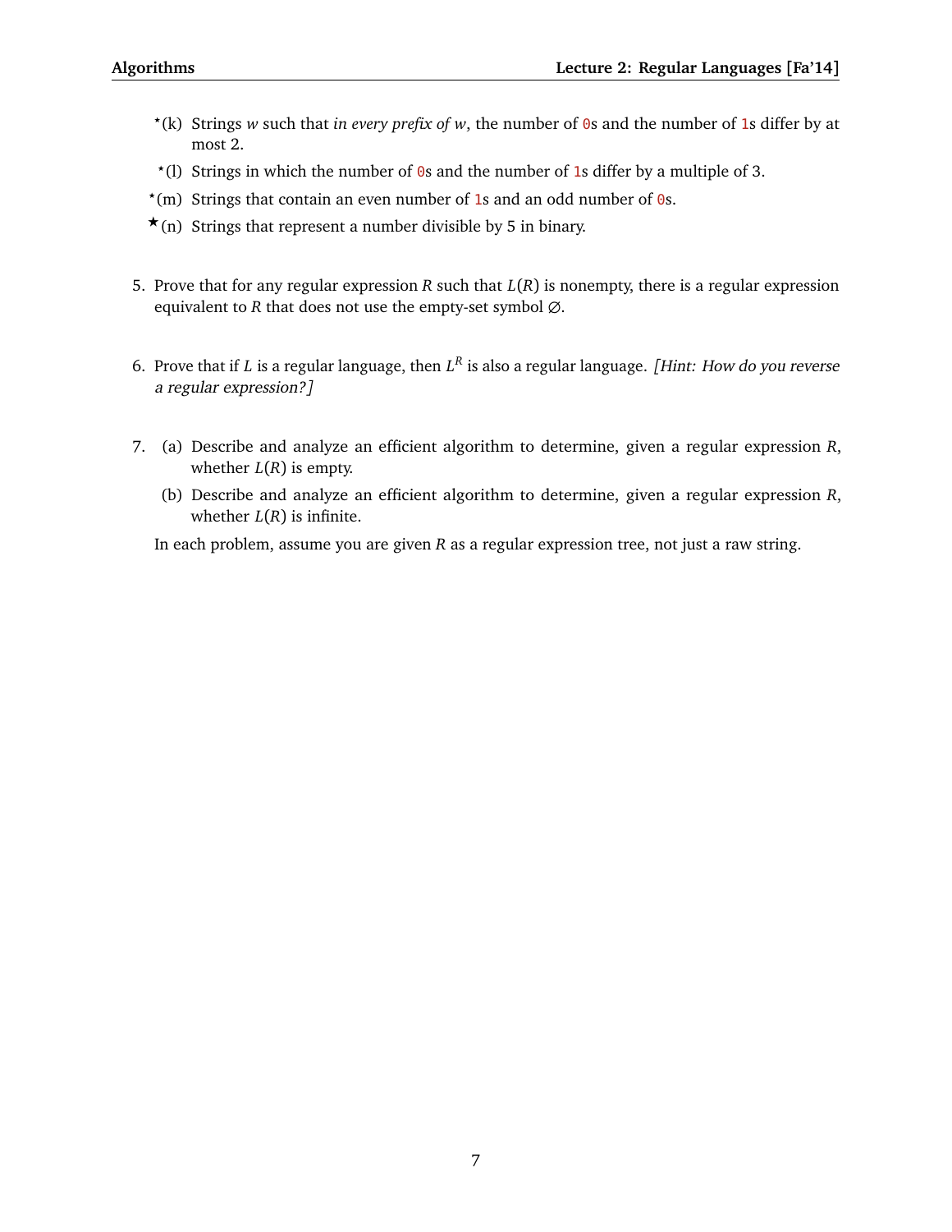★(k) Strings $w$ such that *in every prefix of $w$*, the number of `0`s and the number of `1`s differ by at most 2.

★(l) Strings in which the number of `0`s and the number of `1`s differ by a multiple of 3.

★(m) Strings that contain an even number of `1`s and an odd number of `0`s.

★(n) Strings that represent a number divisible by 5 in binary.

5. Prove that for any regular expression $R$ such that $L(R)$ is nonempty, there is a regular expression equivalent to $R$ that does not use the empty-set symbol $\varnothing$.

6. Prove that if $L$ is a regular language, then $L^R$ is also a regular language. *[Hint: How do you reverse a regular expression?]*

7. (a) Describe and analyze an efficient algorithm to determine, given a regular expression $R$, whether $L(R)$ is empty.

   (b) Describe and analyze an efficient algorithm to determine, given a regular expression $R$, whether $L(R)$ is infinite.

   In each problem, assume you are given $R$ as a regular expression tree, not just a raw string.